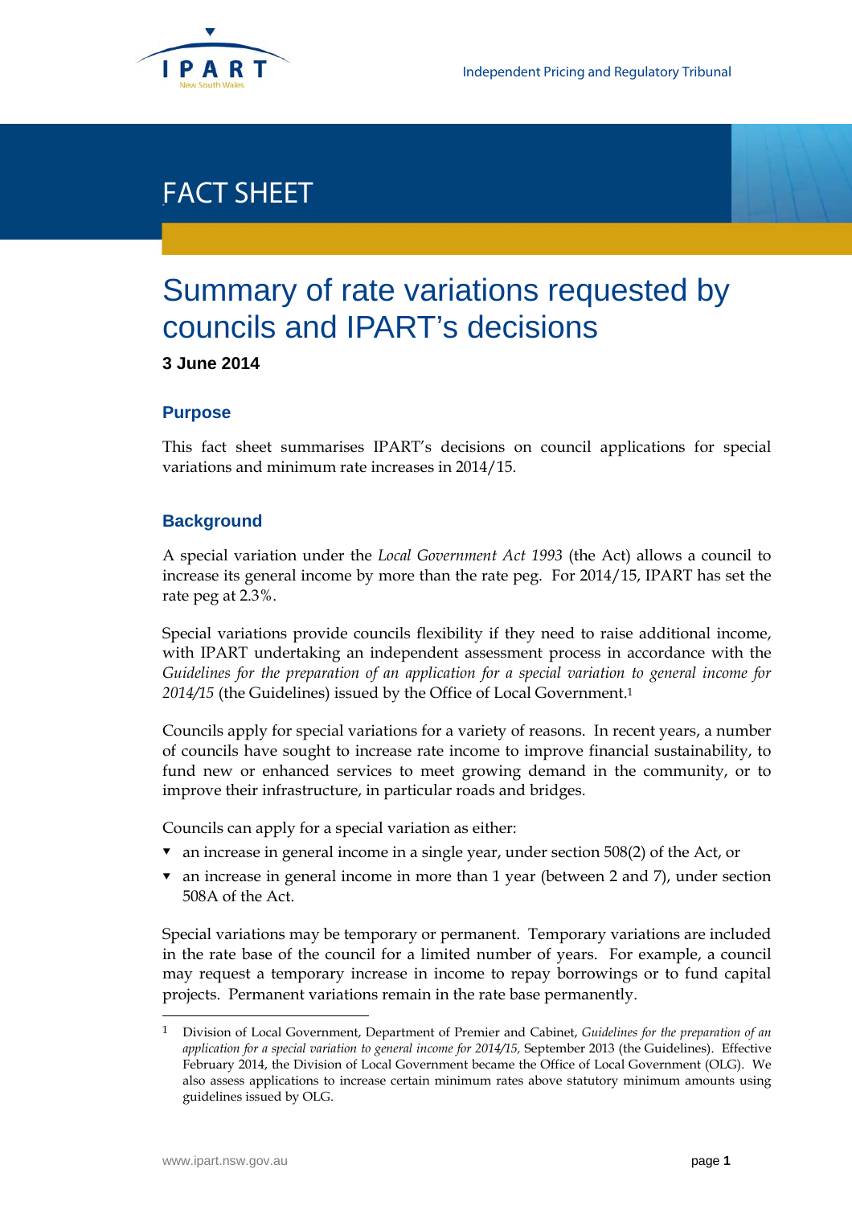FACT SHEET

# Summary of rate variations requested by councils and IPART's decisions

**3 June 2014**

## Purpose

This fact sheet summarises IPART's decisions on council applications for special variations and minimum rate increases in 2014/15.

## Background

A special variation under the *Local Government Act 1993* (the Act) allows a council to increase its general income by more than the rate peg. For 2014/15, IPART has set the rate peg at 2.3%.

Special variations provide councils flexibility if they need to raise additional income, with IPART undertaking an independent assessment process in accordance with the *Guidelines for the preparation of an application for a special variation to general income for 2014/15* (the Guidelines) issued by the Office of Local Government.[1]

Councils apply for special variations for a variety of reasons. In recent years, a number of councils have sought to increase rate income to improve financial sustainability, to fund new or enhanced services to meet growing demand in the community, or to improve their infrastructure, in particular roads and bridges.

Councils can apply for a special variation as either:

- an increase in general income in a single year, under section 508(2) of the Act, or
- an increase in general income in more than 1 year (between 2 and 7), under section 508A of the Act.

Special variations may be temporary or permanent. Temporary variations are included in the rate base of the council for a limited number of years. For example, a council may request a temporary increase in income to repay borrowings or to fund capital projects. Permanent variations remain in the rate base permanently.

---

[1] Division of Local Government, Department of Premier and Cabinet, *Guidelines for the preparation of an application for a special variation to general income for 2014/15*, September 2013 (the Guidelines). Effective February 2014, the Division of Local Government became the Office of Local Government (OLG). We also assess applications to increase certain minimum rates above statutory minimum amounts using guidelines issued by OLG.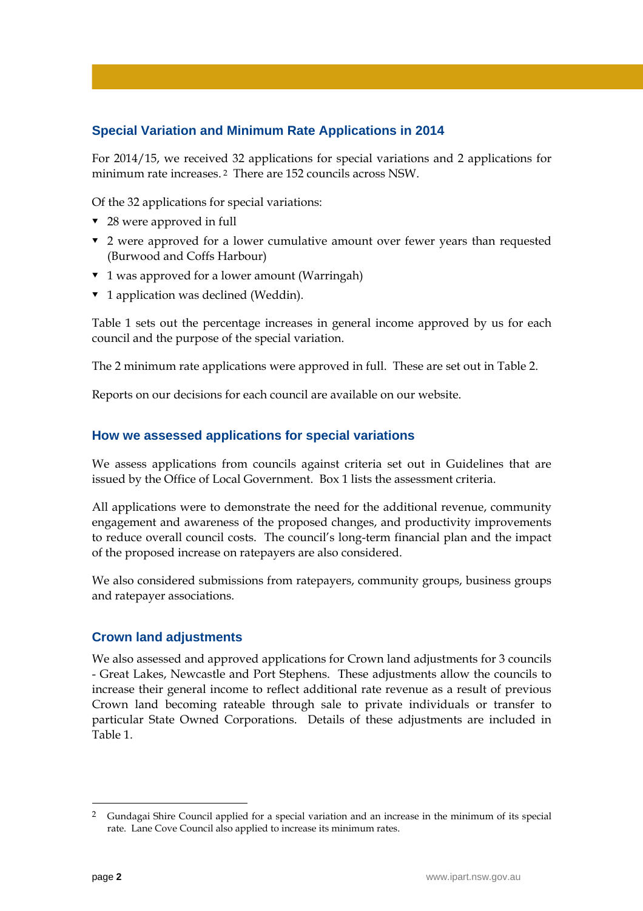## Special Variation and Minimum Rate Applications in 2014

For 2014/15, we received 32 applications for special variations and 2 applications for minimum rate increases.[2] There are 152 councils across NSW.

Of the 32 applications for special variations:

- 28 were approved in full
- 2 were approved for a lower cumulative amount over fewer years than requested (Burwood and Coffs Harbour)
- 1 was approved for a lower amount (Warringah)
- 1 application was declined (Weddin).

Table 1 sets out the percentage increases in general income approved by us for each council and the purpose of the special variation.

The 2 minimum rate applications were approved in full. These are set out in Table 2.

Reports on our decisions for each council are available on our website.

## How we assessed applications for special variations

We assess applications from councils against criteria set out in Guidelines that are issued by the Office of Local Government. Box 1 lists the assessment criteria.

All applications were to demonstrate the need for the additional revenue, community engagement and awareness of the proposed changes, and productivity improvements to reduce overall council costs. The council's long-term financial plan and the impact of the proposed increase on ratepayers are also considered.

We also considered submissions from ratepayers, community groups, business groups and ratepayer associations.

## Crown land adjustments

We also assessed and approved applications for Crown land adjustments for 3 councils - Great Lakes, Newcastle and Port Stephens. These adjustments allow the councils to increase their general income to reflect additional rate revenue as a result of previous Crown land becoming rateable through sale to private individuals or transfer to particular State Owned Corporations. Details of these adjustments are included in Table 1.

---

[2] Gundagai Shire Council applied for a special variation and an increase in the minimum of its special rate. Lane Cove Council also applied to increase its minimum rates.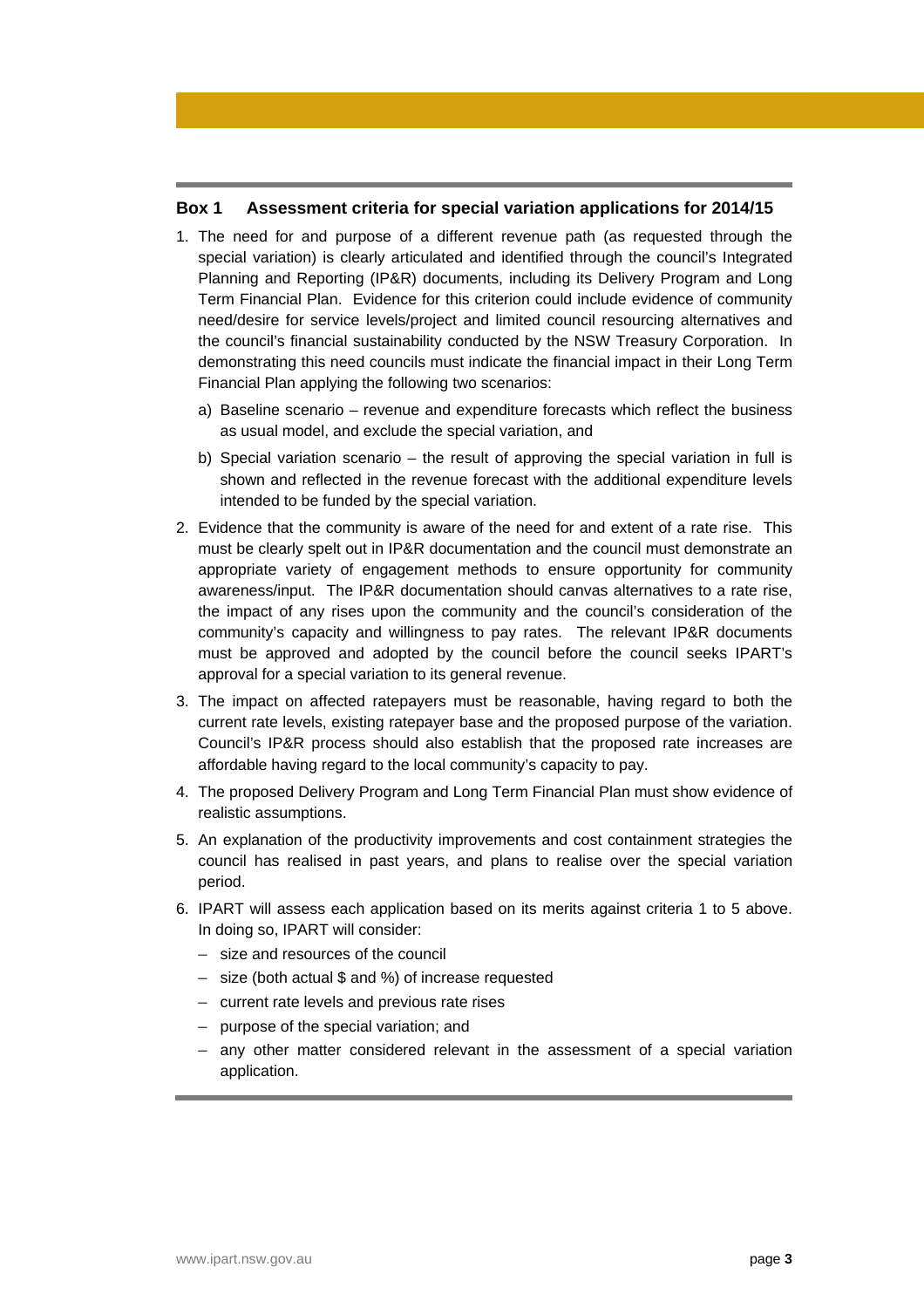**Box 1 Assessment criteria for special variation applications for 2014/15**

1. The need for and purpose of a different revenue path (as requested through the special variation) is clearly articulated and identified through the council's Integrated Planning and Reporting (IP&R) documents, including its Delivery Program and Long Term Financial Plan. Evidence for this criterion could include evidence of community need/desire for service levels/project and limited council resourcing alternatives and the council's financial sustainability conducted by the NSW Treasury Corporation. In demonstrating this need councils must indicate the financial impact in their Long Term Financial Plan applying the following two scenarios:
   a) Baseline scenario – revenue and expenditure forecasts which reflect the business as usual model, and exclude the special variation, and
   b) Special variation scenario – the result of approving the special variation in full is shown and reflected in the revenue forecast with the additional expenditure levels intended to be funded by the special variation.
2. Evidence that the community is aware of the need for and extent of a rate rise. This must be clearly spelt out in IP&R documentation and the council must demonstrate an appropriate variety of engagement methods to ensure opportunity for community awareness/input. The IP&R documentation should canvas alternatives to a rate rise, the impact of any rises upon the community and the council's consideration of the community's capacity and willingness to pay rates. The relevant IP&R documents must be approved and adopted by the council before the council seeks IPART's approval for a special variation to its general revenue.
3. The impact on affected ratepayers must be reasonable, having regard to both the current rate levels, existing ratepayer base and the proposed purpose of the variation. Council's IP&R process should also establish that the proposed rate increases are affordable having regard to the local community's capacity to pay.
4. The proposed Delivery Program and Long Term Financial Plan must show evidence of realistic assumptions.
5. An explanation of the productivity improvements and cost containment strategies the council has realised in past years, and plans to realise over the special variation period.
6. IPART will assess each application based on its merits against criteria 1 to 5 above. In doing so, IPART will consider:
   - size and resources of the council
   - size (both actual $ and %) of increase requested
   - current rate levels and previous rate rises
   - purpose of the special variation; and
   - any other matter considered relevant in the assessment of a special variation application.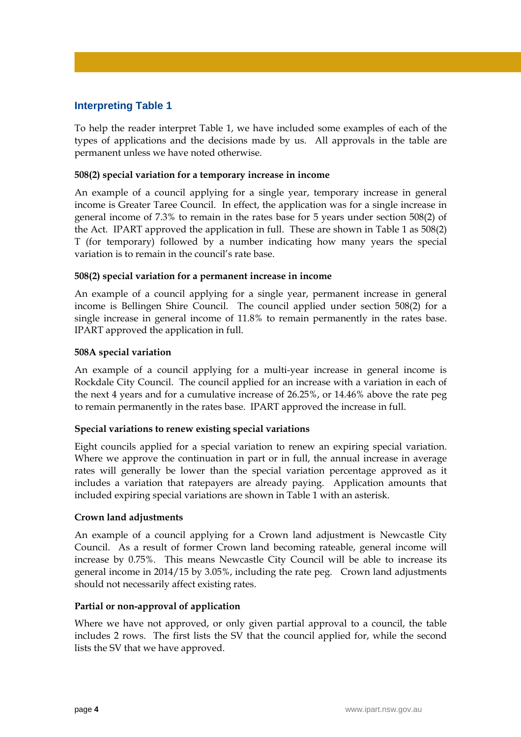## Interpreting Table 1

To help the reader interpret Table 1, we have included some examples of each of the types of applications and the decisions made by us. All approvals in the table are permanent unless we have noted otherwise.

**508(2) special variation for a temporary increase in income**

An example of a council applying for a single year, temporary increase in general income is Greater Taree Council. In effect, the application was for a single increase in general income of 7.3% to remain in the rates base for 5 years under section 508(2) of the Act. IPART approved the application in full. These are shown in Table 1 as 508(2) T (for temporary) followed by a number indicating how many years the special variation is to remain in the council's rate base.

**508(2) special variation for a permanent increase in income**

An example of a council applying for a single year, permanent increase in general income is Bellingen Shire Council. The council applied under section 508(2) for a single increase in general income of 11.8% to remain permanently in the rates base. IPART approved the application in full.

**508A special variation**

An example of a council applying for a multi-year increase in general income is Rockdale City Council. The council applied for an increase with a variation in each of the next 4 years and for a cumulative increase of 26.25%, or 14.46% above the rate peg to remain permanently in the rates base. IPART approved the increase in full.

**Special variations to renew existing special variations**

Eight councils applied for a special variation to renew an expiring special variation. Where we approve the continuation in part or in full, the annual increase in average rates will generally be lower than the special variation percentage approved as it includes a variation that ratepayers are already paying. Application amounts that included expiring special variations are shown in Table 1 with an asterisk.

**Crown land adjustments**

An example of a council applying for a Crown land adjustment is Newcastle City Council. As a result of former Crown land becoming rateable, general income will increase by 0.75%. This means Newcastle City Council will be able to increase its general income in 2014/15 by 3.05%, including the rate peg. Crown land adjustments should not necessarily affect existing rates.

**Partial or non-approval of application**

Where we have not approved, or only given partial approval to a council, the table includes 2 rows. The first lists the SV that the council applied for, while the second lists the SV that we have approved.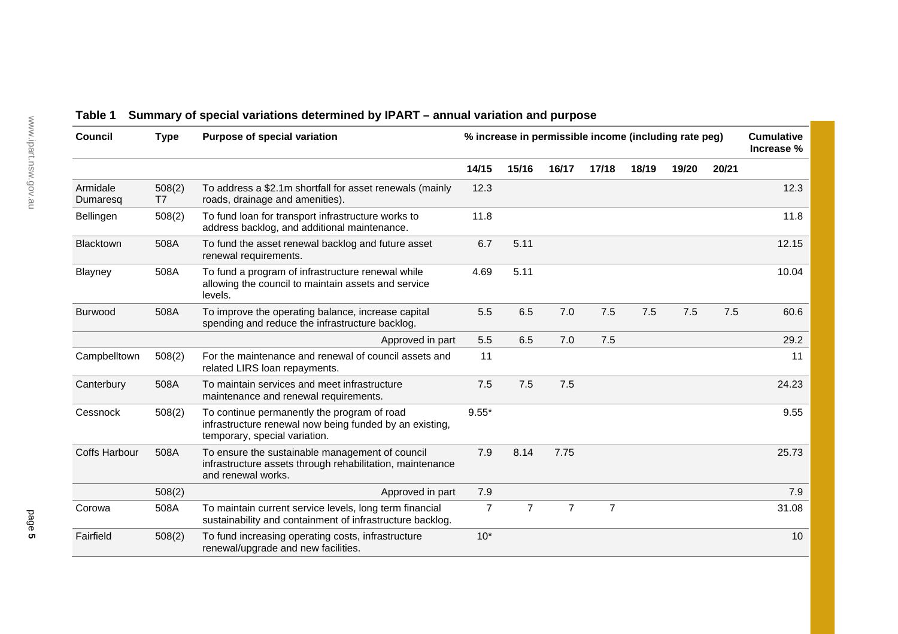**Table 1 Summary of special variations determined by IPART – annual variation and purpose**

| Council | Type | Purpose of special variation | % increase in permissible income (including rate peg) | | | | | | | Cumulative Increase % |
|---|---|---|---|---|---|---|---|---|---|---|
| | | | 14/15 | 15/16 | 16/17 | 17/18 | 18/19 | 19/20 | 20/21 | |
| Armidale Dumaresq | 508(2) T7 | To address a $2.1m shortfall for asset renewals (mainly roads, drainage and amenities). | 12.3 | | | | | | | 12.3 |
| Bellingen | 508(2) | To fund loan for transport infrastructure works to address backlog, and additional maintenance. | 11.8 | | | | | | | 11.8 |
| Blacktown | 508A | To fund the asset renewal backlog and future asset renewal requirements. | 6.7 | 5.11 | | | | | | 12.15 |
| Blayney | 508A | To fund a program of infrastructure renewal while allowing the council to maintain assets and service levels. | 4.69 | 5.11 | | | | | | 10.04 |
| Burwood | 508A | To improve the operating balance, increase capital spending and reduce the infrastructure backlog. | 5.5 | 6.5 | 7.0 | 7.5 | 7.5 | 7.5 | 7.5 | 60.6 |
| | | Approved in part | 5.5 | 6.5 | 7.0 | 7.5 | | | | 29.2 |
| Campbelltown | 508(2) | For the maintenance and renewal of council assets and related LIRS loan repayments. | 11 | | | | | | | 11 |
| Canterbury | 508A | To maintain services and meet infrastructure maintenance and renewal requirements. | 7.5 | 7.5 | 7.5 | | | | | 24.23 |
| Cessnock | 508(2) | To continue permanently the program of road infrastructure renewal now being funded by an existing, temporary, special variation. | 9.55* | | | | | | | 9.55 |
| Coffs Harbour | 508A | To ensure the sustainable management of council infrastructure assets through rehabilitation, maintenance and renewal works. | 7.9 | 8.14 | 7.75 | | | | | 25.73 |
| | 508(2) | Approved in part | 7.9 | | | | | | | 7.9 |
| Corowa | 508A | To maintain current service levels, long term financial sustainability and containment of infrastructure backlog. | 7 | 7 | 7 | 7 | | | | 31.08 |
| Fairfield | 508(2) | To fund increasing operating costs, infrastructure renewal/upgrade and new facilities. | 10* | | | | | | | 10 |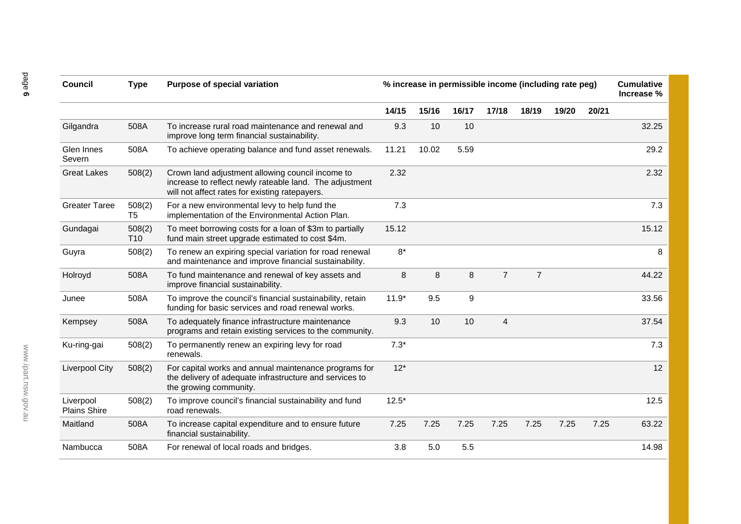| Council | Type | Purpose of special variation | % increase in permissible income (including rate peg) | | | | | | | Cumulative Increase % |
|---|---|---|---|---|---|---|---|---|---|---|
| | | | 14/15 | 15/16 | 16/17 | 17/18 | 18/19 | 19/20 | 20/21 | |
| Gilgandra | 508A | To increase rural road maintenance and renewal and improve long term financial sustainability. | 9.3 | 10 | 10 | | | | | 32.25 |
| Glen Innes Severn | 508A | To achieve operating balance and fund asset renewals. | 11.21 | 10.02 | 5.59 | | | | | 29.2 |
| Great Lakes | 508(2) | Crown land adjustment allowing council income to increase to reflect newly rateable land. The adjustment will not affect rates for existing ratepayers. | 2.32 | | | | | | | 2.32 |
| Greater Taree | 508(2) T5 | For a new environmental levy to help fund the implementation of the Environmental Action Plan. | 7.3 | | | | | | | 7.3 |
| Gundagai | 508(2) T10 | To meet borrowing costs for a loan of $3m to partially fund main street upgrade estimated to cost $4m. | 15.12 | | | | | | | 15.12 |
| Guyra | 508(2) | To renew an expiring special variation for road renewal and maintenance and improve financial sustainability. | 8* | | | | | | | 8 |
| Holroyd | 508A | To fund maintenance and renewal of key assets and improve financial sustainability. | 8 | 8 | 8 | 7 | 7 | | | 44.22 |
| Junee | 508A | To improve the council's financial sustainability, retain funding for basic services and road renewal works. | 11.9* | 9.5 | 9 | | | | | 33.56 |
| Kempsey | 508A | To adequately finance infrastructure maintenance programs and retain existing services to the community. | 9.3 | 10 | 10 | 4 | | | | 37.54 |
| Ku-ring-gai | 508(2) | To permanently renew an expiring levy for road renewals. | 7.3* | | | | | | | 7.3 |
| Liverpool City | 508(2) | For capital works and annual maintenance programs for the delivery of adequate infrastructure and services to the growing community. | 12* | | | | | | | 12 |
| Liverpool Plains Shire | 508(2) | To improve council's financial sustainability and fund road renewals. | 12.5* | | | | | | | 12.5 |
| Maitland | 508A | To increase capital expenditure and to ensure future financial sustainability. | 7.25 | 7.25 | 7.25 | 7.25 | 7.25 | 7.25 | 7.25 | 63.22 |
| Nambucca | 508A | For renewal of local roads and bridges. | 3.8 | 5.0 | 5.5 | | | | | 14.98 |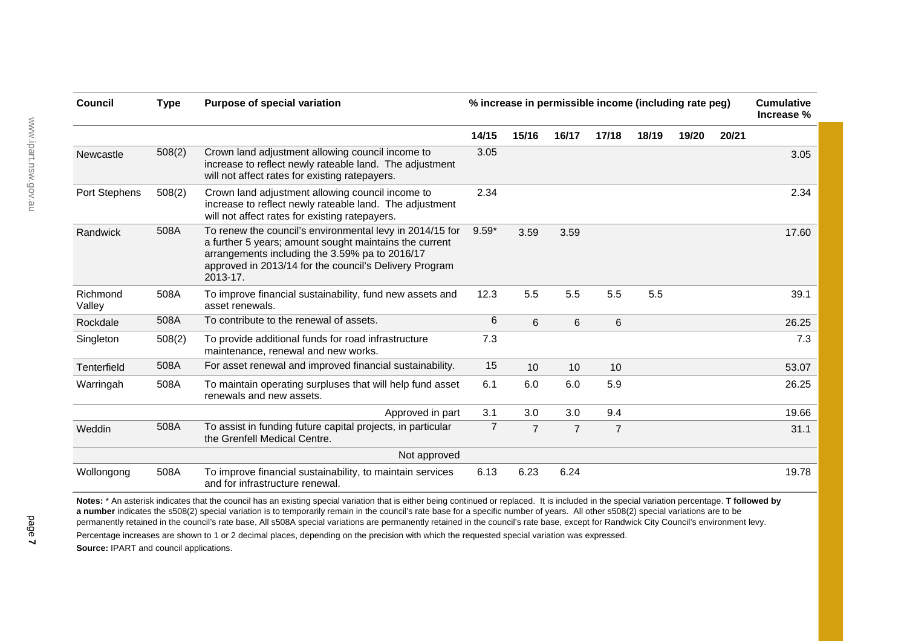| Council | Type | Purpose of special variation | % increase in permissible income (including rate peg) | | | | | | | Cumulative Increase % |
|---|---|---|---|---|---|---|---|---|---|---|
| | | | 14/15 | 15/16 | 16/17 | 17/18 | 18/19 | 19/20 | 20/21 | |
| Newcastle | 508(2) | Crown land adjustment allowing council income to increase to reflect newly rateable land. The adjustment will not affect rates for existing ratepayers. | 3.05 | | | | | | | 3.05 |
| Port Stephens | 508(2) | Crown land adjustment allowing council income to increase to reflect newly rateable land. The adjustment will not affect rates for existing ratepayers. | 2.34 | | | | | | | 2.34 |
| Randwick | 508A | To renew the council's environmental levy in 2014/15 for a further 5 years; amount sought maintains the current arrangements including the 3.59% pa to 2016/17 approved in 2013/14 for the council's Delivery Program 2013-17. | 9.59* | 3.59 | 3.59 | | | | | 17.60 |
| Richmond Valley | 508A | To improve financial sustainability, fund new assets and asset renewals. | 12.3 | 5.5 | 5.5 | 5.5 | 5.5 | | | 39.1 |
| Rockdale | 508A | To contribute to the renewal of assets. | 6 | 6 | 6 | 6 | | | | 26.25 |
| Singleton | 508(2) | To provide additional funds for road infrastructure maintenance, renewal and new works. | 7.3 | | | | | | | 7.3 |
| Tenterfield | 508A | For asset renewal and improved financial sustainability. | 15 | 10 | 10 | 10 | | | | 53.07 |
| Warringah | 508A | To maintain operating surpluses that will help fund asset renewals and new assets. | 6.1 | 6.0 | 6.0 | 5.9 | | | | 26.25 |
| | | Approved in part | 3.1 | 3.0 | 3.0 | 9.4 | | | | 19.66 |
| Weddin | 508A | To assist in funding future capital projects, in particular the Grenfell Medical Centre. | 7 | 7 | 7 | 7 | | | | 31.1 |
| | | Not approved | | | | | | | | |
| Wollongong | 508A | To improve financial sustainability, to maintain services and for infrastructure renewal. | 6.13 | 6.23 | 6.24 | | | | | 19.78 |

**Notes:** * An asterisk indicates that the council has an existing special variation that is either being continued or replaced. It is included in the special variation percentage. **T followed by a number** indicates the s508(2) special variation is to temporarily remain in the council's rate base for a specific number of years. All other s508(2) special variations are to be permanently retained in the council's rate base, All s508A special variations are permanently retained in the council's rate base, except for Randwick City Council's environment levy.

Percentage increases are shown to 1 or 2 decimal places, depending on the precision with which the requested special variation was expressed.

**Source:** IPART and council applications.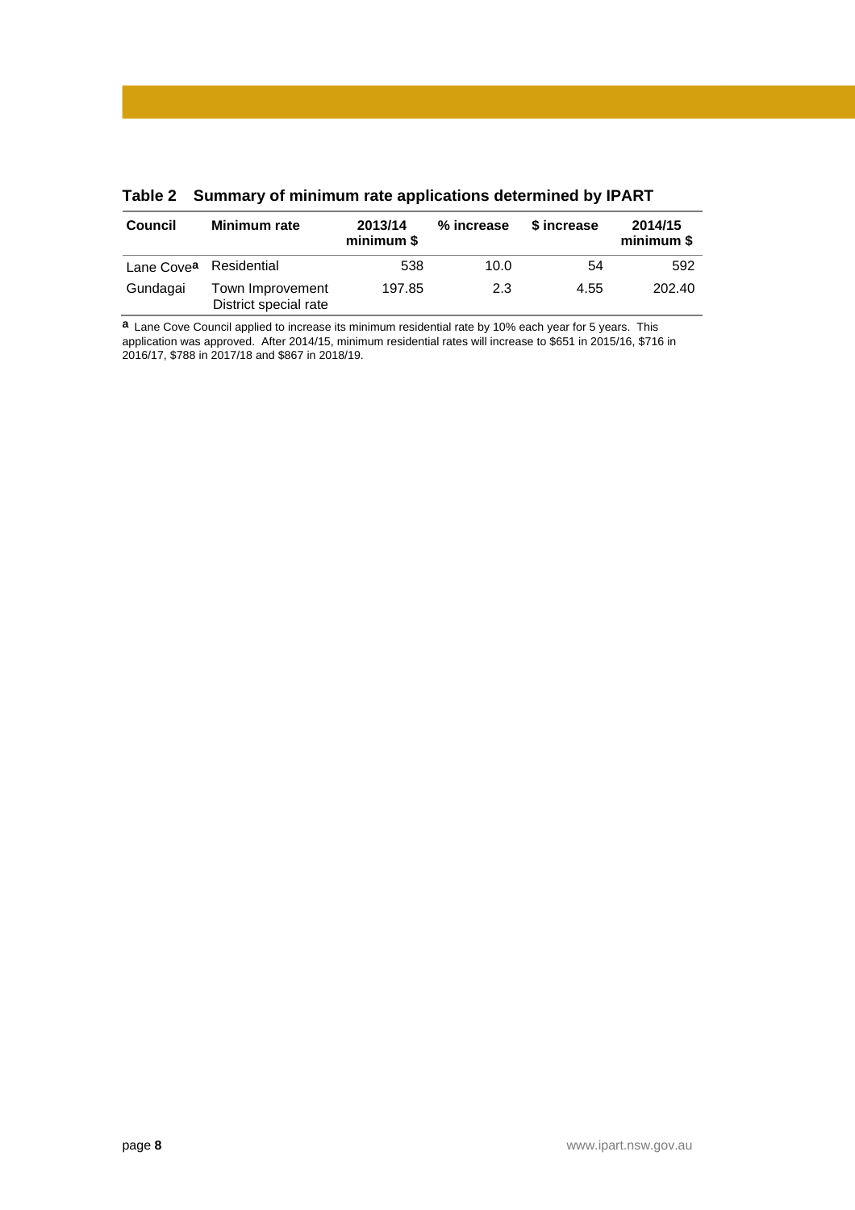**Table 2 Summary of minimum rate applications determined by IPART**

| Council | Minimum rate | 2013/14 minimum $ | % increase | $ increase | 2014/15 minimum $ |
|---|---|---|---|---|---|
| Lane Cove[a] | Residential | 538 | 10.0 | 54 | 592 |
| Gundagai | Town Improvement District special rate | 197.85 | 2.3 | 4.55 | 202.40 |

[a] Lane Cove Council applied to increase its minimum residential rate by 10% each year for 5 years. This application was approved. After 2014/15, minimum residential rates will increase to $651 in 2015/16, $716 in 2016/17, $788 in 2017/18 and $867 in 2018/19.